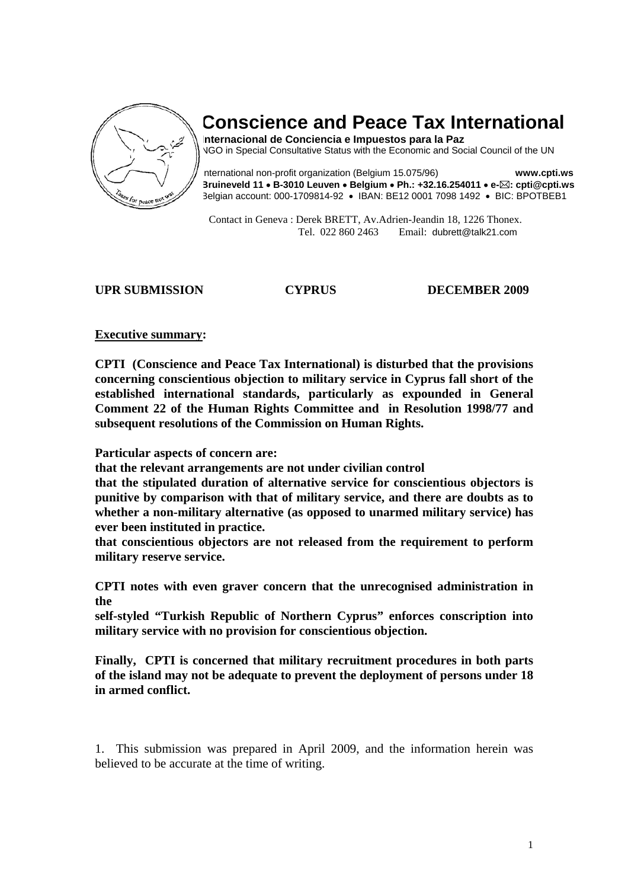# Conscience and Peace Tax International

**Internacional de Conciencia e Impuestos para la Paz**
NGO in Special Consultative Status with the Economic and Social Council of the UN

International non-profit organization (Belgium 15.075/96) **www.cpti.ws**
**Bruineveld 11 • B-3010 Leuven • Belgium • Ph.: +32.16.254011 • e-✉: cpti@cpti.ws**
Belgian account: 000-1709814-92 • IBAN: BE12 0001 7098 1492 • BIC: BPOTBEB1

Contact in Geneva : Derek BRETT, Av.Adrien-Jeandin 18, 1226 Thonex.
Tel. 022 860 2463 Email: dubrett@talk21.com

**UPR SUBMISSION CYPRUS DECEMBER 2009**

**Executive summary:**

**CPTI (Conscience and Peace Tax International) is disturbed that the provisions concerning conscientious objection to military service in Cyprus fall short of the established international standards, particularly as expounded in General Comment 22 of the Human Rights Committee and in Resolution 1998/77 and subsequent resolutions of the Commission on Human Rights.**

**Particular aspects of concern are:**

**that the relevant arrangements are not under civilian control**

**that the stipulated duration of alternative service for conscientious objectors is punitive by comparison with that of military service, and there are doubts as to whether a non-military alternative (as opposed to unarmed military service) has ever been instituted in practice.**

**that conscientious objectors are not released from the requirement to perform military reserve service.**

**CPTI notes with even graver concern that the unrecognised administration in the self-styled "Turkish Republic of Northern Cyprus" enforces conscription into military service with no provision for conscientious objection.**

**Finally, CPTI is concerned that military recruitment procedures in both parts of the island may not be adequate to prevent the deployment of persons under 18 in armed conflict.**

1. This submission was prepared in April 2009, and the information herein was believed to be accurate at the time of writing.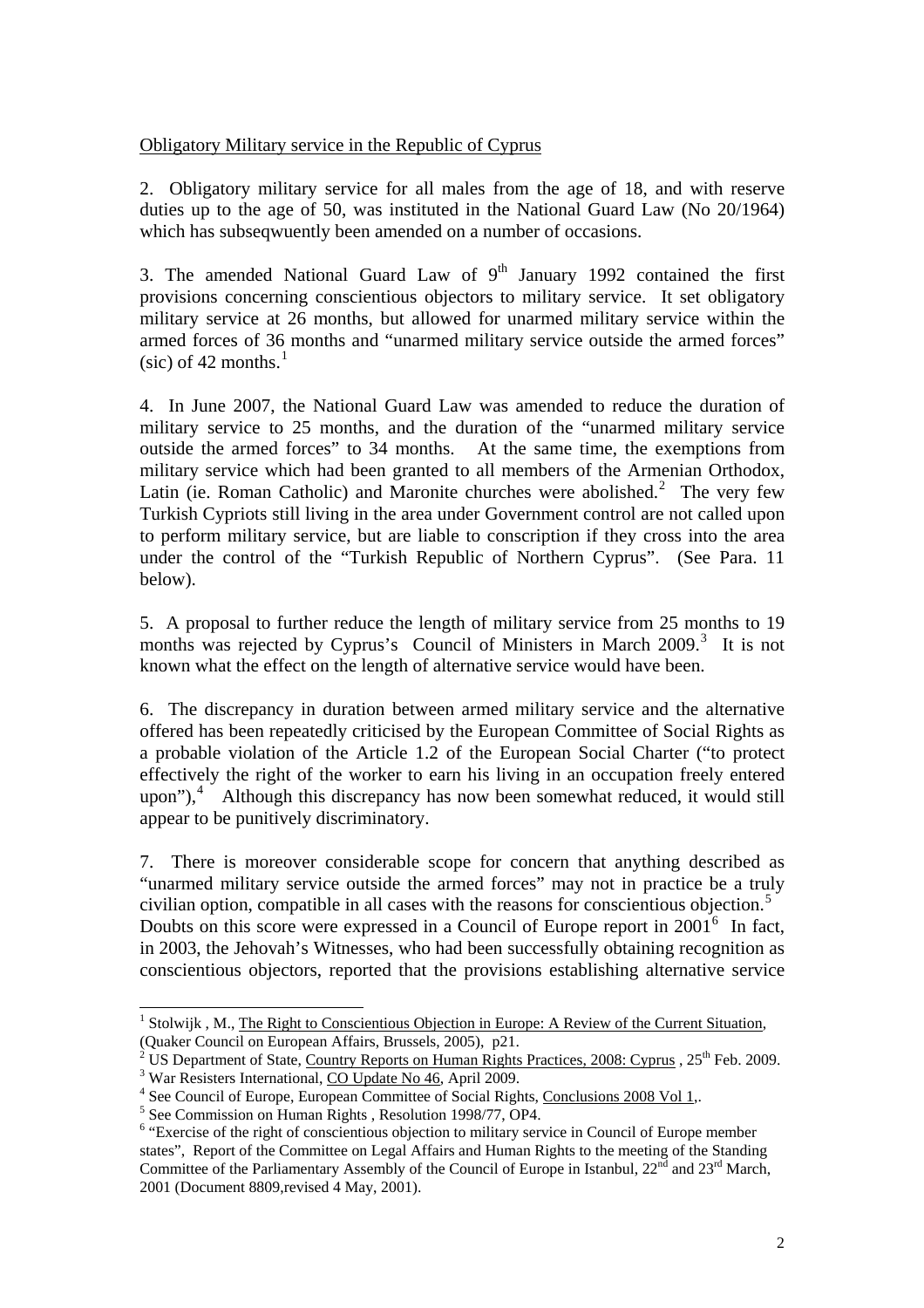Obligatory Military service in the Republic of Cyprus

2. Obligatory military service for all males from the age of 18, and with reserve duties up to the age of 50, was instituted in the National Guard Law (No 20/1964) which has subseqwuently been amended on a number of occasions.

3. The amended National Guard Law of 9th January 1992 contained the first provisions concerning conscientious objectors to military service. It set obligatory military service at 26 months, but allowed for unarmed military service within the armed forces of 36 months and "unarmed military service outside the armed forces" (sic) of 42 months.[1]

4. In June 2007, the National Guard Law was amended to reduce the duration of military service to 25 months, and the duration of the "unarmed military service outside the armed forces" to 34 months. At the same time, the exemptions from military service which had been granted to all members of the Armenian Orthodox, Latin (ie. Roman Catholic) and Maronite churches were abolished.[2] The very few Turkish Cypriots still living in the area under Government control are not called upon to perform military service, but are liable to conscription if they cross into the area under the control of the "Turkish Republic of Northern Cyprus". (See Para. 11 below).

5. A proposal to further reduce the length of military service from 25 months to 19 months was rejected by Cyprus's Council of Ministers in March 2009.[3] It is not known what the effect on the length of alternative service would have been.

6. The discrepancy in duration between armed military service and the alternative offered has been repeatedly criticised by the European Committee of Social Rights as a probable violation of the Article 1.2 of the European Social Charter ("to protect effectively the right of the worker to earn his living in an occupation freely entered upon"),[4] Although this discrepancy has now been somewhat reduced, it would still appear to be punitively discriminatory.

7. There is moreover considerable scope for concern that anything described as "unarmed military service outside the armed forces" may not in practice be a truly civilian option, compatible in all cases with the reasons for conscientious objection.[5] Doubts on this score were expressed in a Council of Europe report in 2001[6] In fact, in 2003, the Jehovah's Witnesses, who had been successfully obtaining recognition as conscientious objectors, reported that the provisions establishing alternative service

---

[1] Stolwijk , M., The Right to Conscientious Objection in Europe: A Review of the Current Situation, (Quaker Council on European Affairs, Brussels, 2005), p21.

[2] US Department of State, Country Reports on Human Rights Practices, 2008: Cyprus , 25th Feb. 2009.

[3] War Resisters International, CO Update No 46, April 2009.

[4] See Council of Europe, European Committee of Social Rights, Conclusions 2008 Vol 1,.

[5] See Commission on Human Rights , Resolution 1998/77, OP4.

[6] "Exercise of the right of conscientious objection to military service in Council of Europe member states", Report of the Committee on Legal Affairs and Human Rights to the meeting of the Standing Committee of the Parliamentary Assembly of the Council of Europe in Istanbul, 22nd and 23rd March, 2001 (Document 8809,revised 4 May, 2001).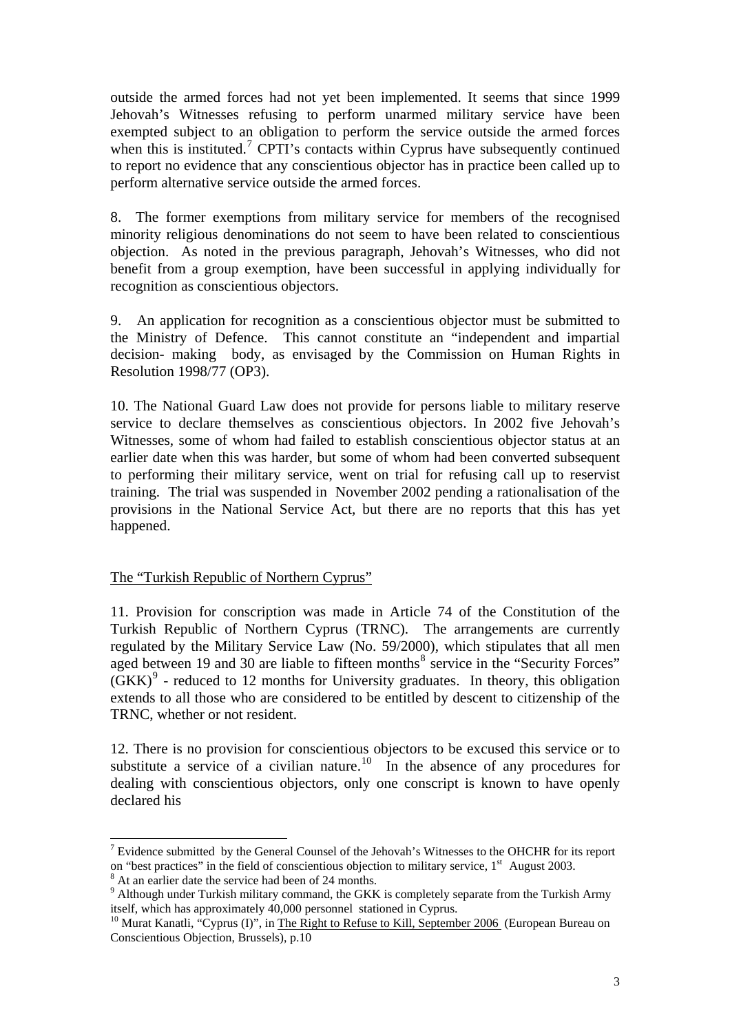outside the armed forces had not yet been implemented. It seems that since 1999 Jehovah's Witnesses refusing to perform unarmed military service have been exempted subject to an obligation to perform the service outside the armed forces when this is instituted.[7] CPTI's contacts within Cyprus have subsequently continued to report no evidence that any conscientious objector has in practice been called up to perform alternative service outside the armed forces.

8. The former exemptions from military service for members of the recognised minority religious denominations do not seem to have been related to conscientious objection. As noted in the previous paragraph, Jehovah's Witnesses, who did not benefit from a group exemption, have been successful in applying individually for recognition as conscientious objectors.

9. An application for recognition as a conscientious objector must be submitted to the Ministry of Defence. This cannot constitute an "independent and impartial decision- making body, as envisaged by the Commission on Human Rights in Resolution 1998/77 (OP3).

10. The National Guard Law does not provide for persons liable to military reserve service to declare themselves as conscientious objectors. In 2002 five Jehovah's Witnesses, some of whom had failed to establish conscientious objector status at an earlier date when this was harder, but some of whom had been converted subsequent to performing their military service, went on trial for refusing call up to reservist training. The trial was suspended in November 2002 pending a rationalisation of the provisions in the National Service Act, but there are no reports that this has yet happened.

<u>The "Turkish Republic of Northern Cyprus"</u>

11. Provision for conscription was made in Article 74 of the Constitution of the Turkish Republic of Northern Cyprus (TRNC). The arrangements are currently regulated by the Military Service Law (No. 59/2000), which stipulates that all men aged between 19 and 30 are liable to fifteen months[8] service in the "Security Forces" (GKK)[9] - reduced to 12 months for University graduates. In theory, this obligation extends to all those who are considered to be entitled by descent to citizenship of the TRNC, whether or not resident.

12. There is no provision for conscientious objectors to be excused this service or to substitute a service of a civilian nature.[10] In the absence of any procedures for dealing with conscientious objectors, only one conscript is known to have openly declared his

---

[7] Evidence submitted by the General Counsel of the Jehovah's Witnesses to the OHCHR for its report on "best practices" in the field of conscientious objection to military service, 1st August 2003.

[8] At an earlier date the service had been of 24 months.

[9] Although under Turkish military command, the GKK is completely separate from the Turkish Army itself, which has approximately 40,000 personnel stationed in Cyprus.

[10] Murat Kanatli, "Cyprus (I)", in <u>The Right to Refuse to Kill, September 2006</u> (European Bureau on Conscientious Objection, Brussels), p.10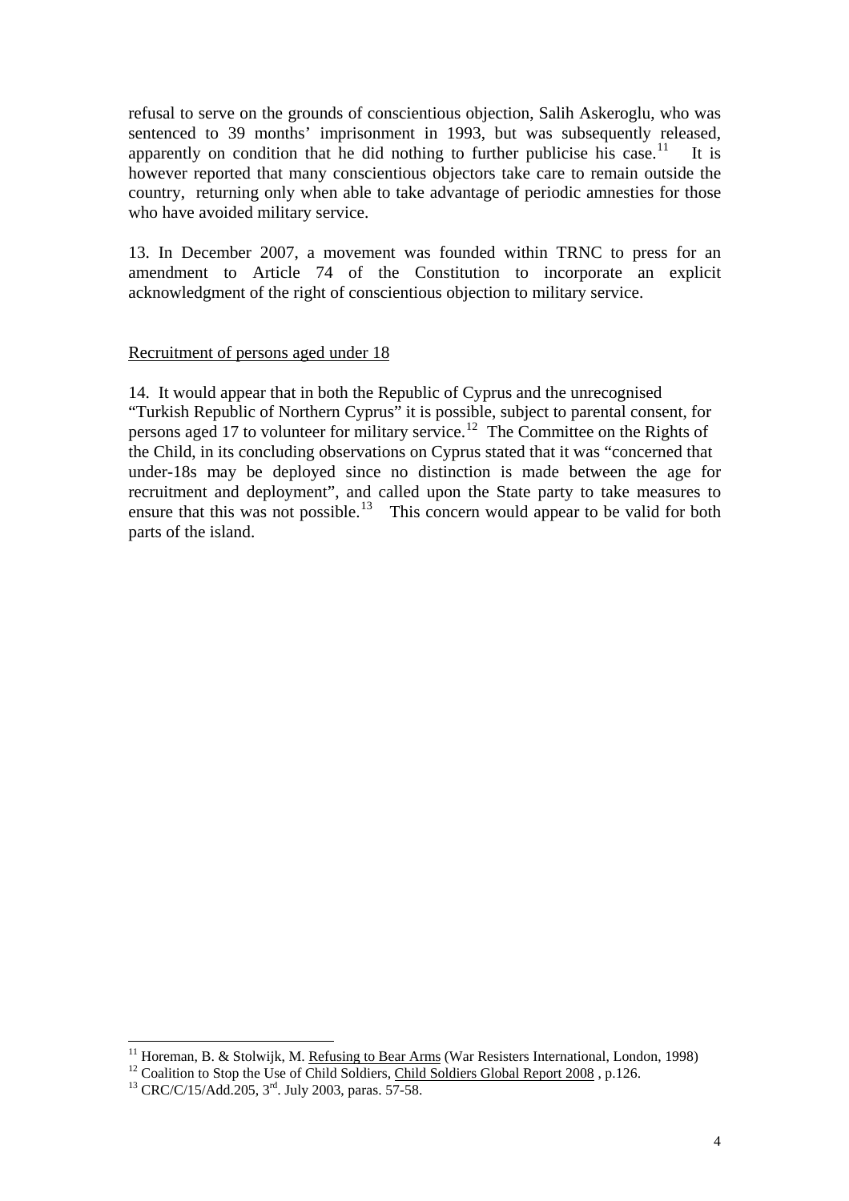refusal to serve on the grounds of conscientious objection, Salih Askeroglu, who was sentenced to 39 months' imprisonment in 1993, but was subsequently released, apparently on condition that he did nothing to further publicise his case.[11] It is however reported that many conscientious objectors take care to remain outside the country, returning only when able to take advantage of periodic amnesties for those who have avoided military service.

13. In December 2007, a movement was founded within TRNC to press for an amendment to Article 74 of the Constitution to incorporate an explicit acknowledgment of the right of conscientious objection to military service.

Recruitment of persons aged under 18

14. It would appear that in both the Republic of Cyprus and the unrecognised "Turkish Republic of Northern Cyprus" it is possible, subject to parental consent, for persons aged 17 to volunteer for military service.[12] The Committee on the Rights of the Child, in its concluding observations on Cyprus stated that it was "concerned that under-18s may be deployed since no distinction is made between the age for recruitment and deployment", and called upon the State party to take measures to ensure that this was not possible.[13] This concern would appear to be valid for both parts of the island.

---

[11] Horeman, B. & Stolwijk, M. Refusing to Bear Arms (War Resisters International, London, 1998)

[12] Coalition to Stop the Use of Child Soldiers, Child Soldiers Global Report 2008 , p.126.

[13] CRC/C/15/Add.205, 3rd. July 2003, paras. 57-58.